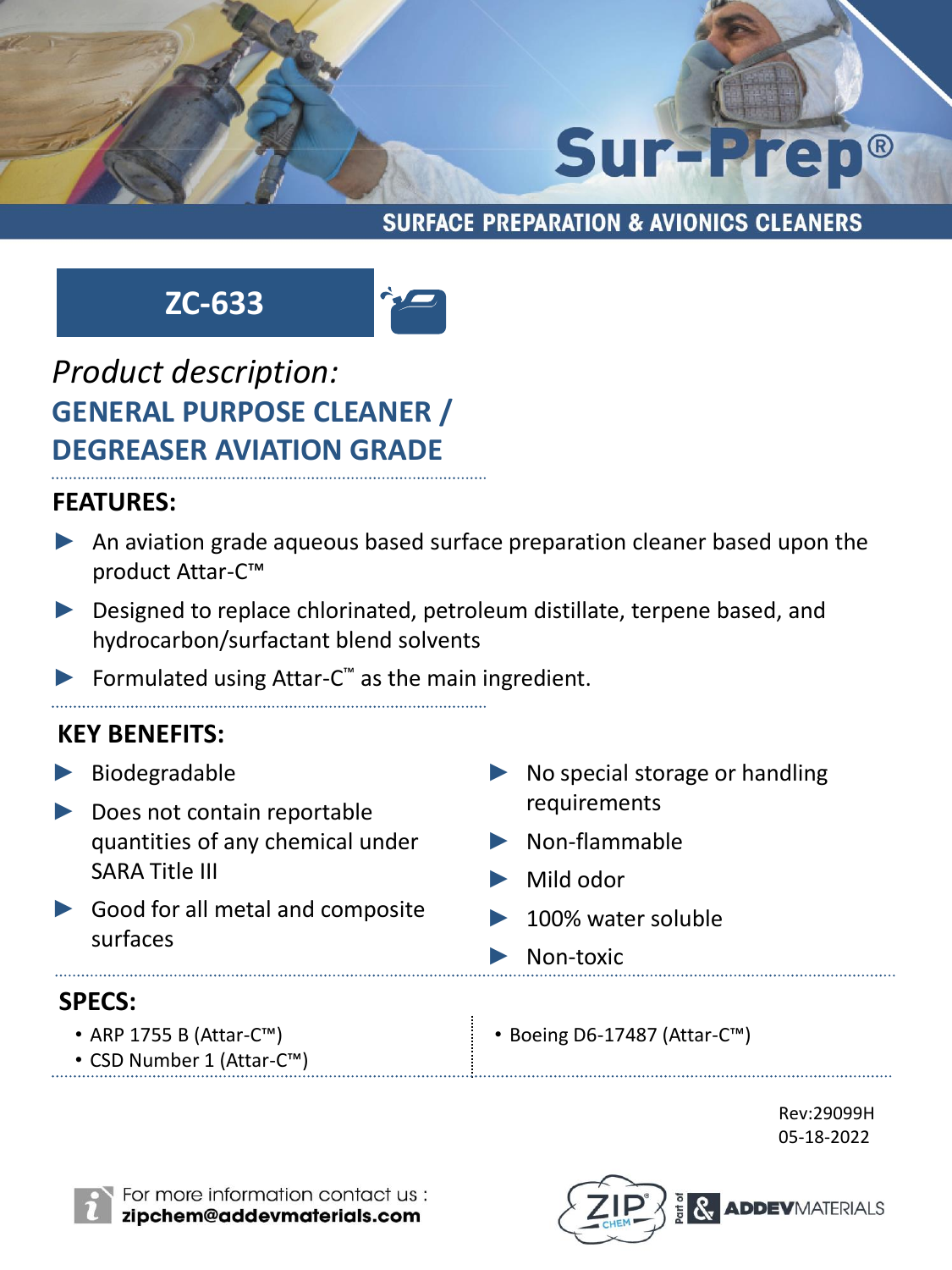# Sur-Prep®

**SURFACE PREPARATION & AVIONICS CLEANERS**

## ZC-633

*Product description:*

## GENERAL PURPOSE CLEANER / DEGREASER AVIATION GRADE

### FEATURES:

- An aviation grade aqueous based surface preparation cleaner based upon the product Attar-C™
- Designed to replace chlorinated, petroleum distillate, terpene based, and hydrocarbon/surfactant blend solvents
- Formulated using Attar-C™ as the main ingredient.

### KEY BENEFITS:

- Biodegradable
- Does not contain reportable quantities of any chemical under SARA Title III
- Good for all metal and composite surfaces
- No special storage or handling requirements
- Non-flammable
- Mild odor
- 100% water soluble
- Non-toxic

### SPECS:

- ARP 1755 B (Attar-C™)
- CSD Number 1 (Attar-C™)
- Boeing D6-17487 (Attar-C™)

Rev:29099H
05-18-2022

For more information contact us :
**zipchem@addevmaterials.com**

ZIP CHEM Part of & ADDEVMATERIALS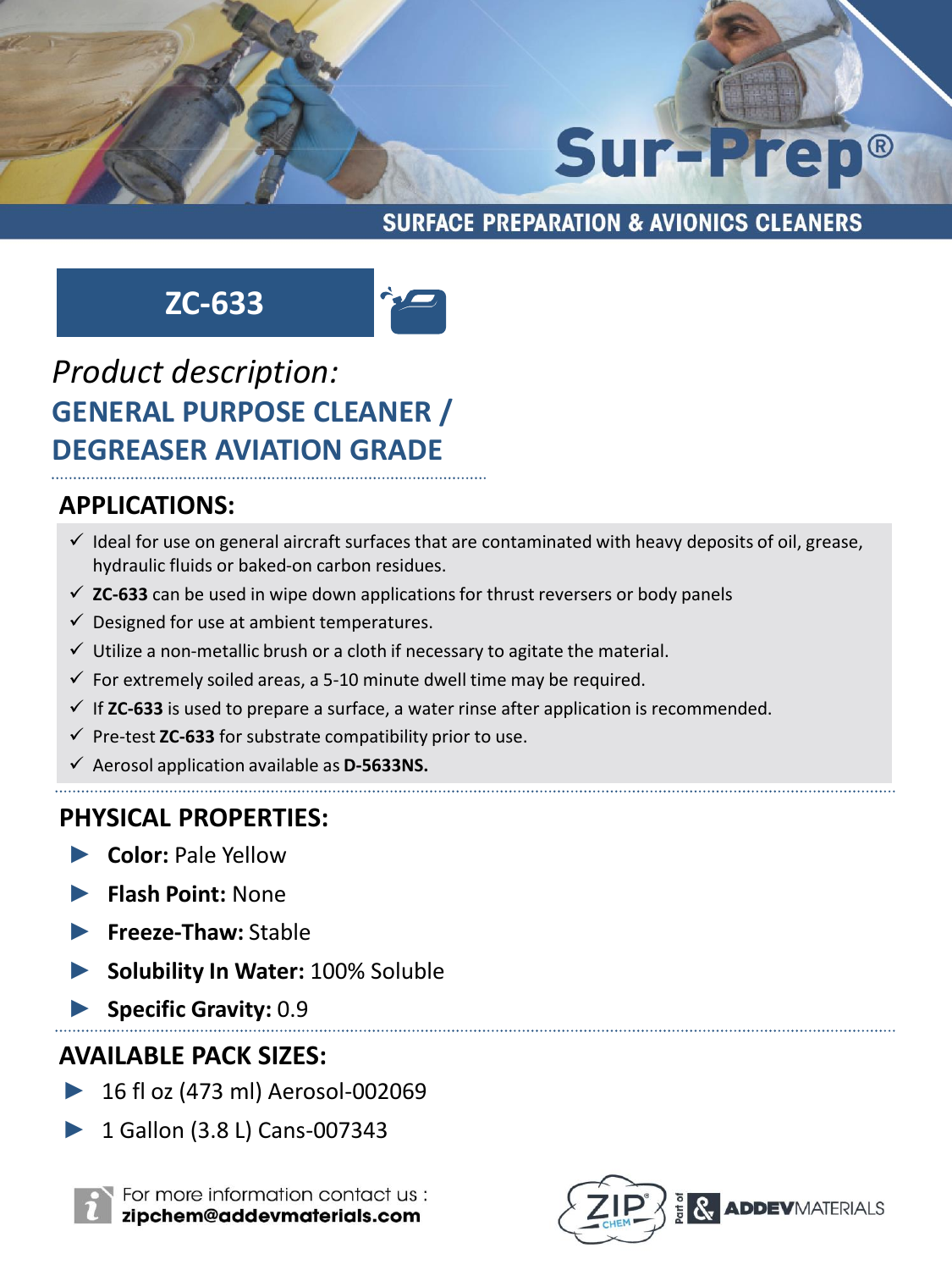# Sur-Prep®

SURFACE PREPARATION & AVIONICS CLEANERS

## ZC-633

*Product description:*

## GENERAL PURPOSE CLEANER / DEGREASER AVIATION GRADE

### APPLICATIONS:

- ✓ Ideal for use on general aircraft surfaces that are contaminated with heavy deposits of oil, grease, hydraulic fluids or baked-on carbon residues.
- ✓ **ZC-633** can be used in wipe down applications for thrust reversers or body panels
- ✓ Designed for use at ambient temperatures.
- ✓ Utilize a non-metallic brush or a cloth if necessary to agitate the material.
- ✓ For extremely soiled areas, a 5-10 minute dwell time may be required.
- ✓ If **ZC-633** is used to prepare a surface, a water rinse after application is recommended.
- ✓ Pre-test **ZC-633** for substrate compatibility prior to use.
- ✓ Aerosol application available as **D-5633NS.**

### PHYSICAL PROPERTIES:

- **Color:** Pale Yellow
- **Flash Point:** None
- **Freeze-Thaw:** Stable
- **Solubility In Water:** 100% Soluble
- **Specific Gravity:** 0.9

### AVAILABLE PACK SIZES:

- 16 fl oz (473 ml) Aerosol-002069
- 1 Gallon (3.8 L) Cans-007343

For more information contact us :
**zipchem@addevmaterials.com**

ZIP CHEM Part of & ADDEV MATERIALS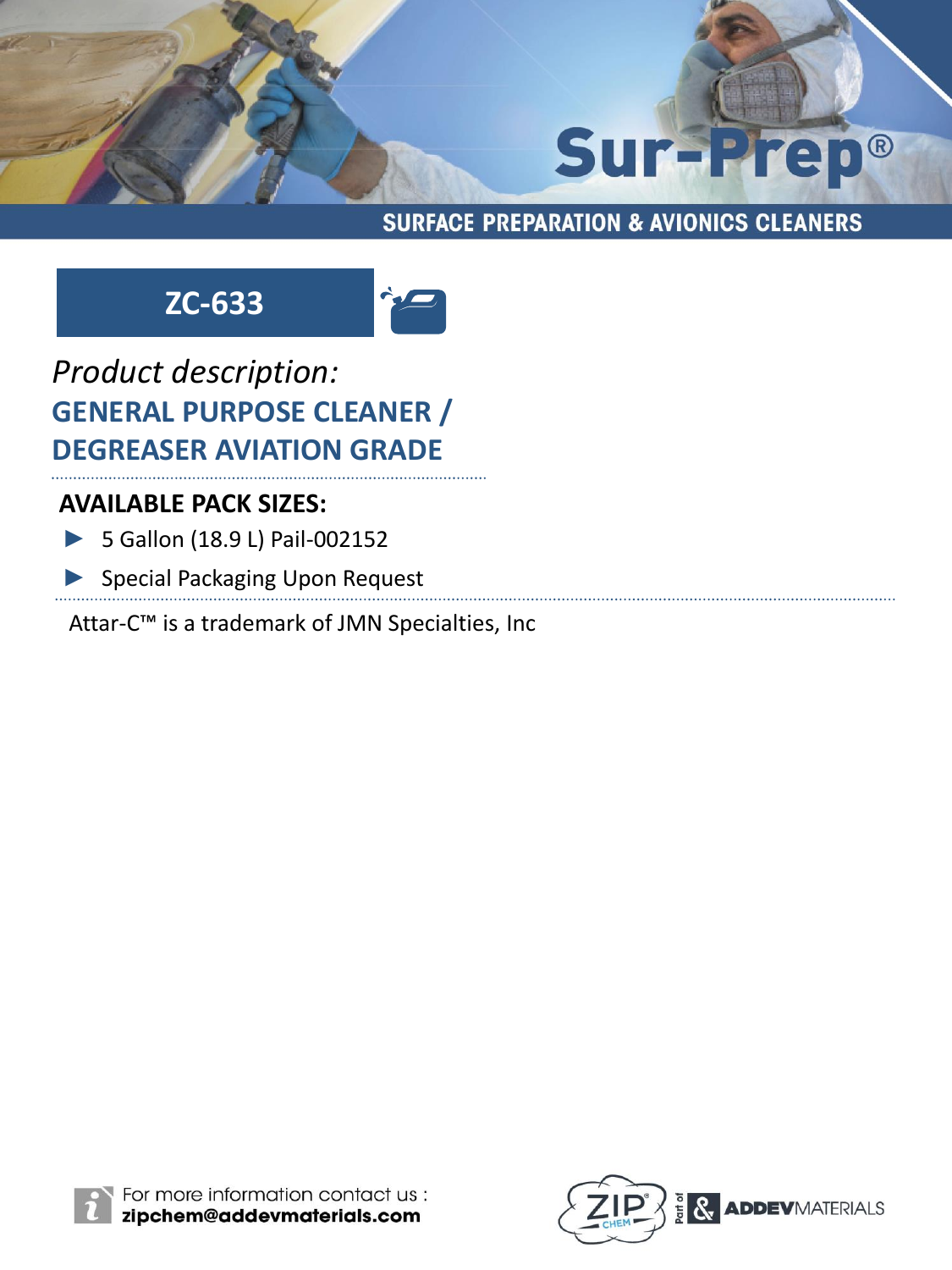Sur-Prep®

SURFACE PREPARATION & AVIONICS CLEANERS

## ZC-633

*Product description:*

## GENERAL PURPOSE CLEANER / DEGREASER AVIATION GRADE

### AVAILABLE PACK SIZES:

- 5 Gallon (18.9 L) Pail-002152
- Special Packaging Upon Request

Attar-C™ is a trademark of JMN Specialties, Inc

For more information contact us :
**zipchem@addevmaterials.com**

ZIP CHEM® Part of ADDEV MATERIALS